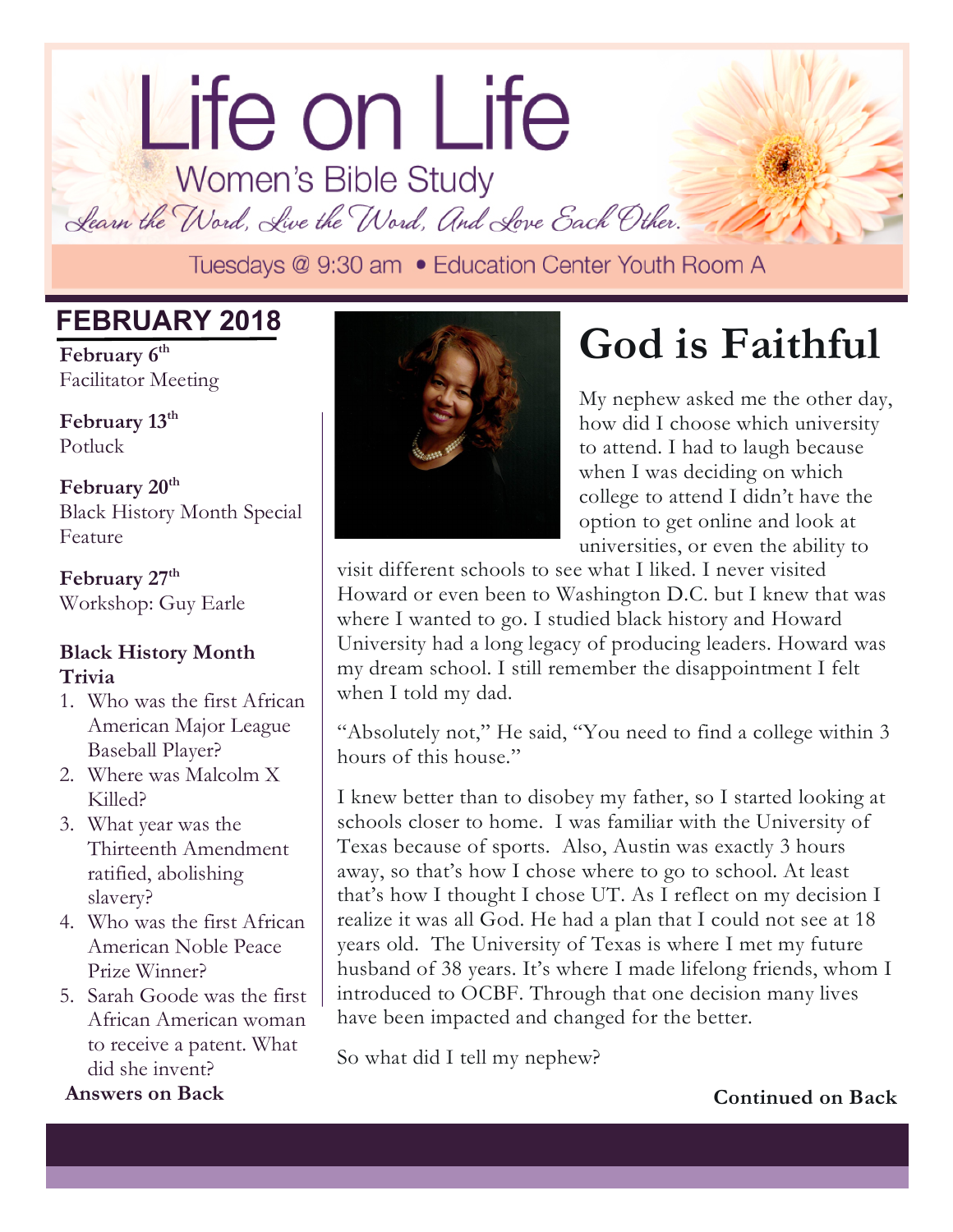# Life on Life

## Women's Bible Study

*Learn the Word, Live the Word, And Love Each Other.*

Tuesdays @ 9:30 am • Education Center Youth Room A

## FEBRUARY 2018

**February 6th**
Facilitator Meeting

**February 13th**
Potluck

**February 20th**
Black History Month Special Feature

**February 27th**
Workshop: Guy Earle

**Black History Month Trivia**

1. Who was the first African American Major League Baseball Player?
2. Where was Malcolm X Killed?
3. What year was the Thirteenth Amendment ratified, abolishing slavery?
4. Who was the first African American Noble Peace Prize Winner?
5. Sarah Goode was the first African American woman to receive a patent. What did she invent?

**Answers on Back**

# God is Faithful

My nephew asked me the other day, how did I choose which university to attend. I had to laugh because when I was deciding on which college to attend I didn't have the option to get online and look at universities, or even the ability to visit different schools to see what I liked. I never visited Howard or even been to Washington D.C. but I knew that was where I wanted to go. I studied black history and Howard University had a long legacy of producing leaders. Howard was my dream school. I still remember the disappointment I felt when I told my dad.

"Absolutely not," He said, "You need to find a college within 3 hours of this house."

I knew better than to disobey my father, so I started looking at schools closer to home. I was familiar with the University of Texas because of sports. Also, Austin was exactly 3 hours away, so that's how I chose where to go to school. At least that's how I thought I chose UT. As I reflect on my decision I realize it was all God. He had a plan that I could not see at 18 years old. The University of Texas is where I met my future husband of 38 years. It's where I made lifelong friends, whom I introduced to OCBF. Through that one decision many lives have been impacted and changed for the better.

So what did I tell my nephew?

**Continued on Back**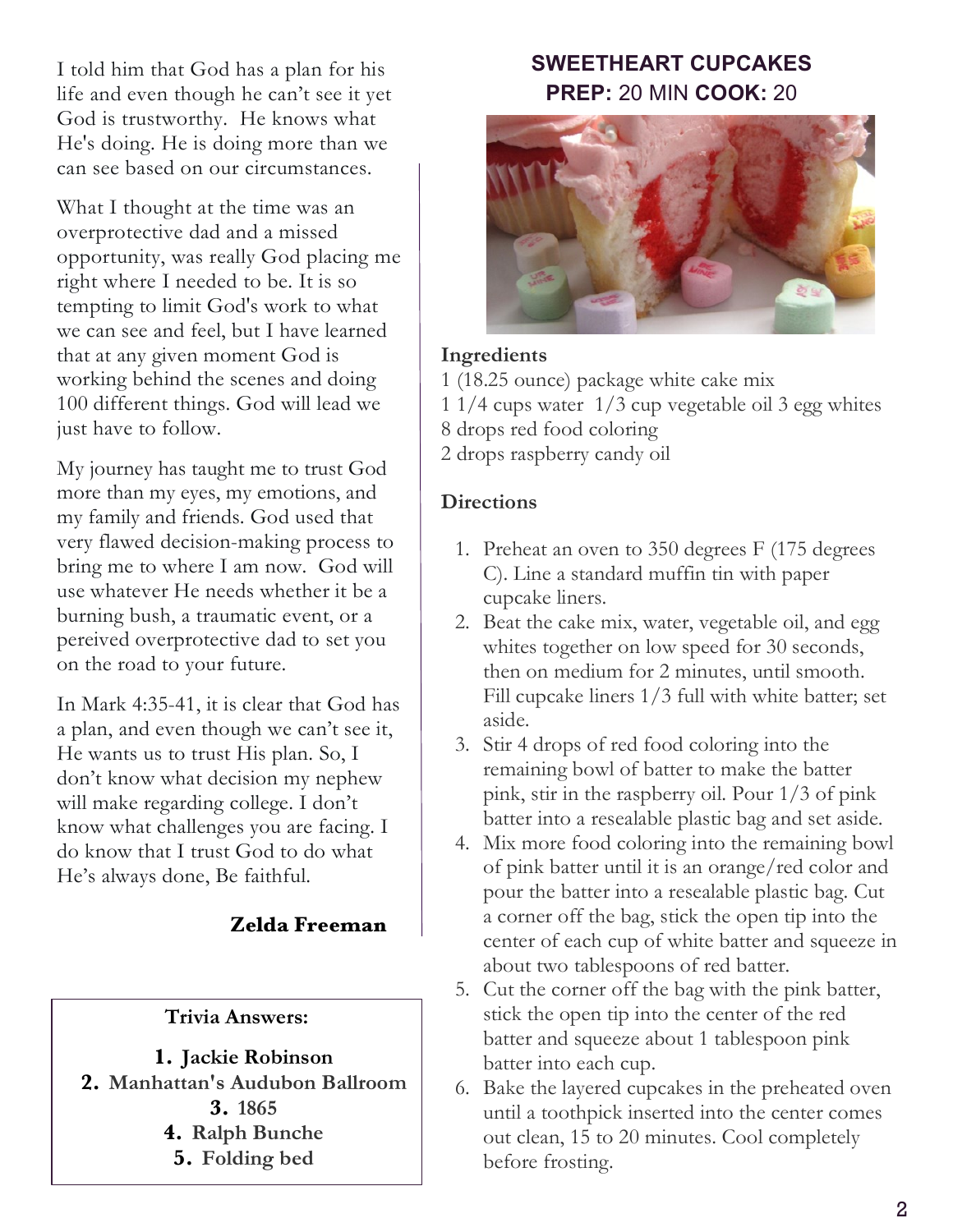I told him that God has a plan for his life and even though he can't see it yet God is trustworthy. He knows what He's doing. He is doing more than we can see based on our circumstances.

What I thought at the time was an overprotective dad and a missed opportunity, was really God placing me right where I needed to be. It is so tempting to limit God's work to what we can see and feel, but I have learned that at any given moment God is working behind the scenes and doing 100 different things. God will lead we just have to follow.

My journey has taught me to trust God more than my eyes, my emotions, and my family and friends. God used that very flawed decision-making process to bring me to where I am now. God will use whatever He needs whether it be a burning bush, a traumatic event, or a pereived overprotective dad to set you on the road to your future.

In Mark 4:35-41, it is clear that God has a plan, and even though we can't see it, He wants us to trust His plan. So, I don't know what decision my nephew will make regarding college. I don't know what challenges you are facing. I do know that I trust God to do what He's always done, Be faithful.

**Zelda Freeman**

**Trivia Answers:**

1. **Jackie Robinson**
2. **Manhattan's Audubon Ballroom**
3. 1865
4. **Ralph Bunche**
5. **Folding bed**

## SWEETHEART CUPCAKES

**PREP:** 20 MIN **COOK:** 20

### Ingredients

1 (18.25 ounce) package white cake mix
1 1/4 cups water 1/3 cup vegetable oil 3 egg whites
8 drops red food coloring
2 drops raspberry candy oil

### Directions

1. Preheat an oven to 350 degrees F (175 degrees C). Line a standard muffin tin with paper cupcake liners.
2. Beat the cake mix, water, vegetable oil, and egg whites together on low speed for 30 seconds, then on medium for 2 minutes, until smooth. Fill cupcake liners 1/3 full with white batter; set aside.
3. Stir 4 drops of red food coloring into the remaining bowl of batter to make the batter pink, stir in the raspberry oil. Pour 1/3 of pink batter into a resealable plastic bag and set aside.
4. Mix more food coloring into the remaining bowl of pink batter until it is an orange/red color and pour the batter into a resealable plastic bag. Cut a corner off the bag, stick the open tip into the center of each cup of white batter and squeeze in about two tablespoons of red batter.
5. Cut the corner off the bag with the pink batter, stick the open tip into the center of the red batter and squeeze about 1 tablespoon pink batter into each cup.
6. Bake the layered cupcakes in the preheated oven until a toothpick inserted into the center comes out clean, 15 to 20 minutes. Cool completely before frosting.